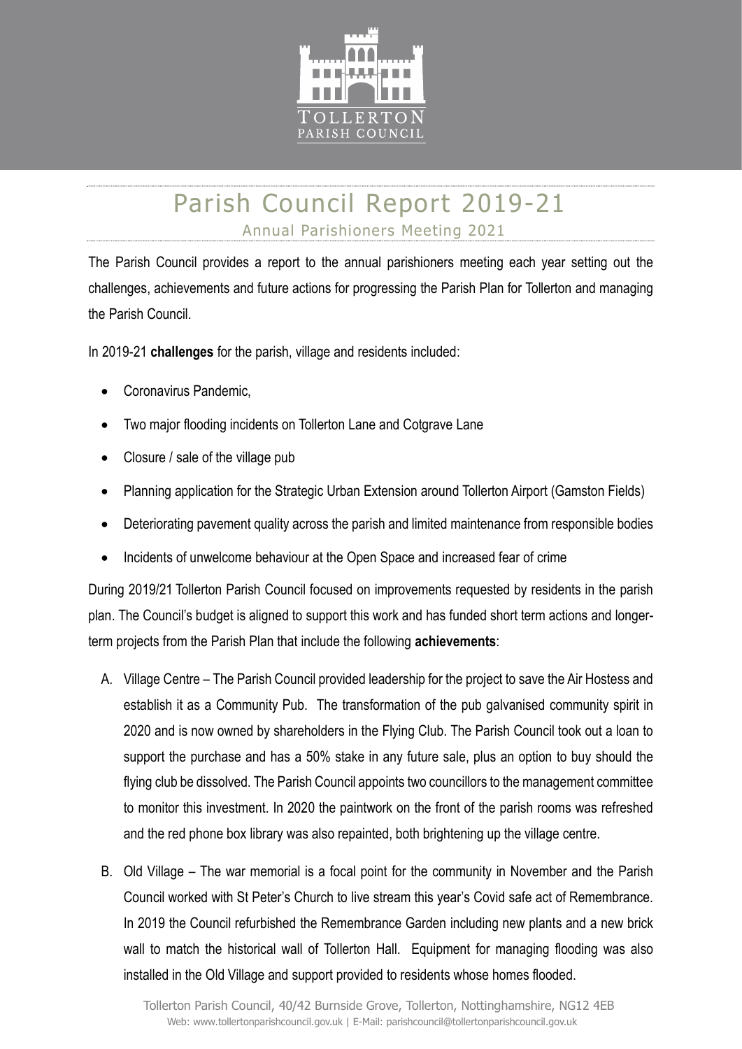# Parish Council Report 2019-21

## Annual Parishioners Meeting 2021

The Parish Council provides a report to the annual parishioners meeting each year setting out the challenges, achievements and future actions for progressing the Parish Plan for Tollerton and managing the Parish Council.

In 2019-21 **challenges** for the parish, village and residents included:

- Coronavirus Pandemic,
- Two major flooding incidents on Tollerton Lane and Cotgrave Lane
- Closure / sale of the village pub
- Planning application for the Strategic Urban Extension around Tollerton Airport (Gamston Fields)
- Deteriorating pavement quality across the parish and limited maintenance from responsible bodies
- Incidents of unwelcome behaviour at the Open Space and increased fear of crime

During 2019/21 Tollerton Parish Council focused on improvements requested by residents in the parish plan. The Council's budget is aligned to support this work and has funded short term actions and longer-term projects from the Parish Plan that include the following **achievements**:

A. Village Centre – The Parish Council provided leadership for the project to save the Air Hostess and establish it as a Community Pub. The transformation of the pub galvanised community spirit in 2020 and is now owned by shareholders in the Flying Club. The Parish Council took out a loan to support the purchase and has a 50% stake in any future sale, plus an option to buy should the flying club be dissolved. The Parish Council appoints two councillors to the management committee to monitor this investment. In 2020 the paintwork on the front of the parish rooms was refreshed and the red phone box library was also repainted, both brightening up the village centre.

B. Old Village – The war memorial is a focal point for the community in November and the Parish Council worked with St Peter's Church to live stream this year's Covid safe act of Remembrance. In 2019 the Council refurbished the Remembrance Garden including new plants and a new brick wall to match the historical wall of Tollerton Hall. Equipment for managing flooding was also installed in the Old Village and support provided to residents whose homes flooded.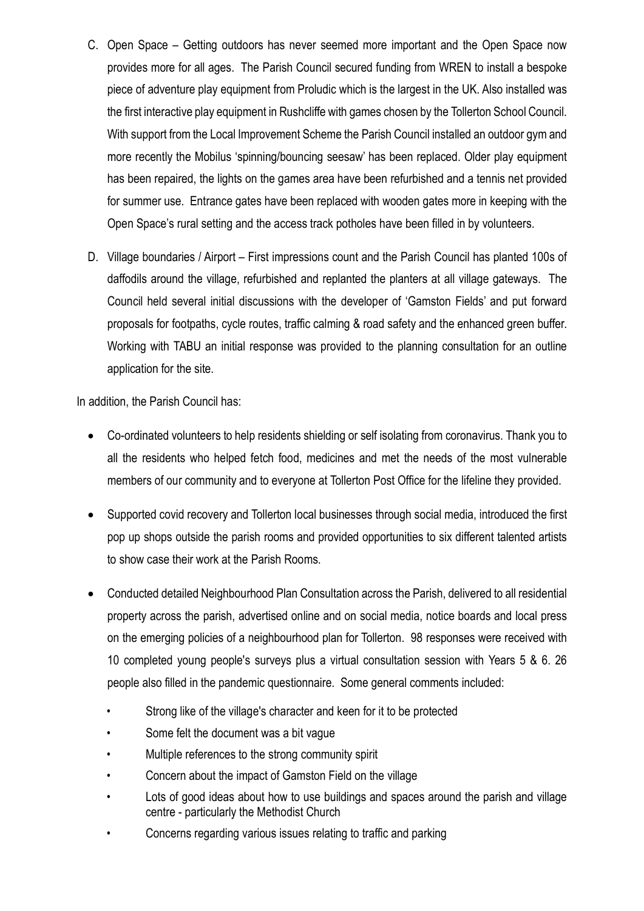C. Open Space – Getting outdoors has never seemed more important and the Open Space now provides more for all ages. The Parish Council secured funding from WREN to install a bespoke piece of adventure play equipment from Proludic which is the largest in the UK. Also installed was the first interactive play equipment in Rushcliffe with games chosen by the Tollerton School Council. With support from the Local Improvement Scheme the Parish Council installed an outdoor gym and more recently the Mobilus 'spinning/bouncing seesaw' has been replaced. Older play equipment has been repaired, the lights on the games area have been refurbished and a tennis net provided for summer use. Entrance gates have been replaced with wooden gates more in keeping with the Open Space's rural setting and the access track potholes have been filled in by volunteers.

D. Village boundaries / Airport – First impressions count and the Parish Council has planted 100s of daffodils around the village, refurbished and replanted the planters at all village gateways. The Council held several initial discussions with the developer of 'Gamston Fields' and put forward proposals for footpaths, cycle routes, traffic calming & road safety and the enhanced green buffer. Working with TABU an initial response was provided to the planning consultation for an outline application for the site.

In addition, the Parish Council has:

- Co-ordinated volunteers to help residents shielding or self isolating from coronavirus. Thank you to all the residents who helped fetch food, medicines and met the needs of the most vulnerable members of our community and to everyone at Tollerton Post Office for the lifeline they provided.
- Supported covid recovery and Tollerton local businesses through social media, introduced the first pop up shops outside the parish rooms and provided opportunities to six different talented artists to show case their work at the Parish Rooms.
- Conducted detailed Neighbourhood Plan Consultation across the Parish, delivered to all residential property across the parish, advertised online and on social media, notice boards and local press on the emerging policies of a neighbourhood plan for Tollerton. 98 responses were received with 10 completed young people's surveys plus a virtual consultation session with Years 5 & 6. 26 people also filled in the pandemic questionnaire. Some general comments included:
  - Strong like of the village's character and keen for it to be protected
  - Some felt the document was a bit vague
  - Multiple references to the strong community spirit
  - Concern about the impact of Gamston Field on the village
  - Lots of good ideas about how to use buildings and spaces around the parish and village centre - particularly the Methodist Church
  - Concerns regarding various issues relating to traffic and parking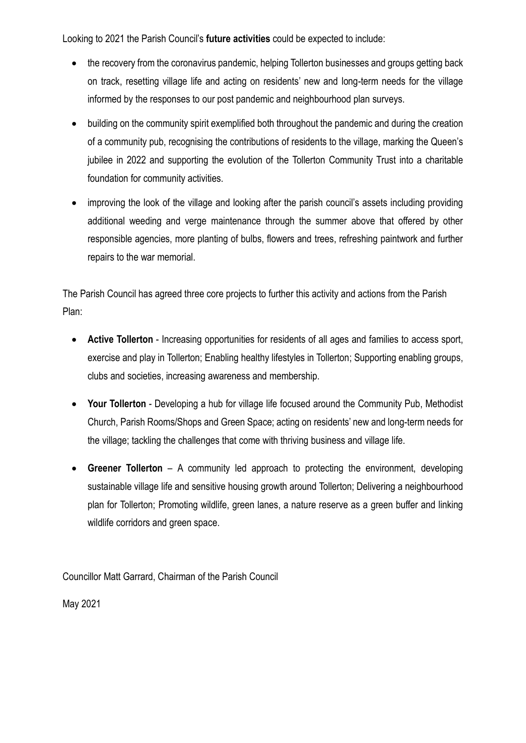Looking to 2021 the Parish Council's **future activities** could be expected to include:

- the recovery from the coronavirus pandemic, helping Tollerton businesses and groups getting back on track, resetting village life and acting on residents' new and long-term needs for the village informed by the responses to our post pandemic and neighbourhood plan surveys.
- building on the community spirit exemplified both throughout the pandemic and during the creation of a community pub, recognising the contributions of residents to the village, marking the Queen's jubilee in 2022 and supporting the evolution of the Tollerton Community Trust into a charitable foundation for community activities.
- improving the look of the village and looking after the parish council's assets including providing additional weeding and verge maintenance through the summer above that offered by other responsible agencies, more planting of bulbs, flowers and trees, refreshing paintwork and further repairs to the war memorial.

The Parish Council has agreed three core projects to further this activity and actions from the Parish Plan:

- **Active Tollerton** - Increasing opportunities for residents of all ages and families to access sport, exercise and play in Tollerton; Enabling healthy lifestyles in Tollerton; Supporting enabling groups, clubs and societies, increasing awareness and membership.
- **Your Tollerton** - Developing a hub for village life focused around the Community Pub, Methodist Church, Parish Rooms/Shops and Green Space; acting on residents' new and long-term needs for the village; tackling the challenges that come with thriving business and village life.
- **Greener Tollerton** – A community led approach to protecting the environment, developing sustainable village life and sensitive housing growth around Tollerton; Delivering a neighbourhood plan for Tollerton; Promoting wildlife, green lanes, a nature reserve as a green buffer and linking wildlife corridors and green space.

Councillor Matt Garrard, Chairman of the Parish Council

May 2021